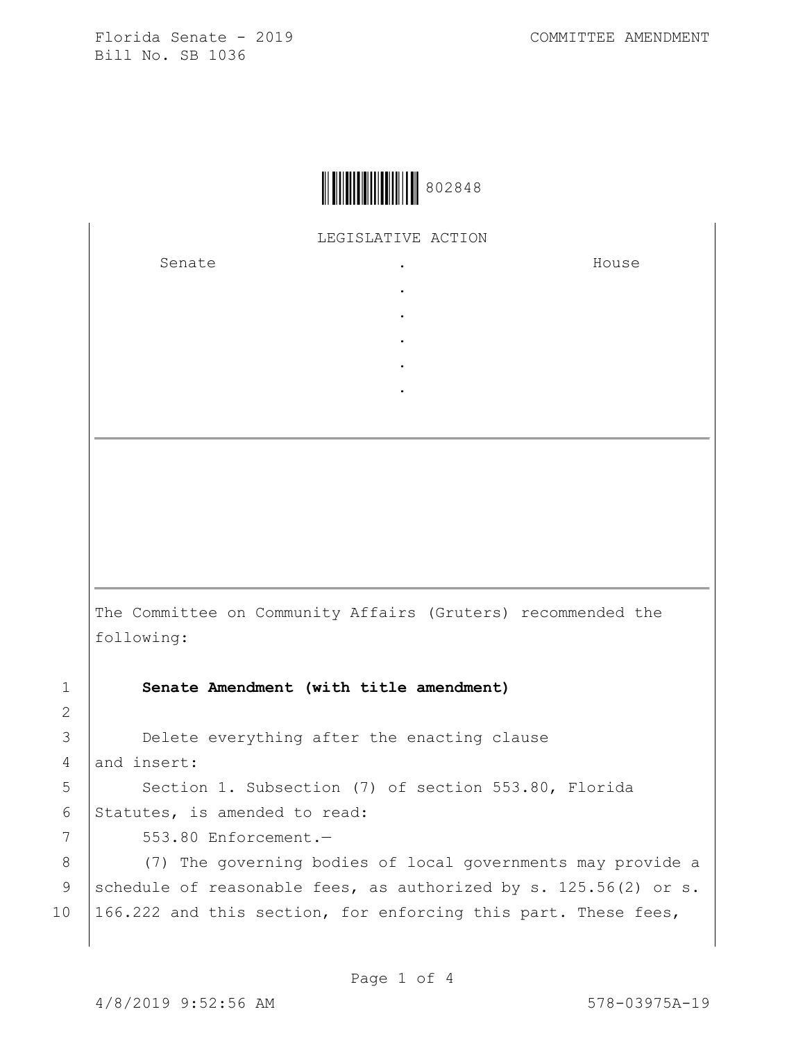Florida Senate - 2019 COMMITTEE AMENDMENT
Bill No. SB 1036

802848

LEGISLATIVE ACTION

| Senate | . | House |
|---|---|---|
| | . | |
| | . | |
| | . | |
| | . | |
| | . | |

The Committee on Community Affairs (Gruters) recommended the following:

1 **Senate Amendment (with title amendment)**
2
3 Delete everything after the enacting clause
4 and insert:
5 Section 1. Subsection (7) of section 553.80, Florida
6 Statutes, is amended to read:
7 553.80 Enforcement.—
8 (7) The governing bodies of local governments may provide a
9 schedule of reasonable fees, as authorized by s. 125.56(2) or s.
10 166.222 and this section, for enforcing this part. These fees,

4/8/2019 9:52:56 AM 578-03975A-19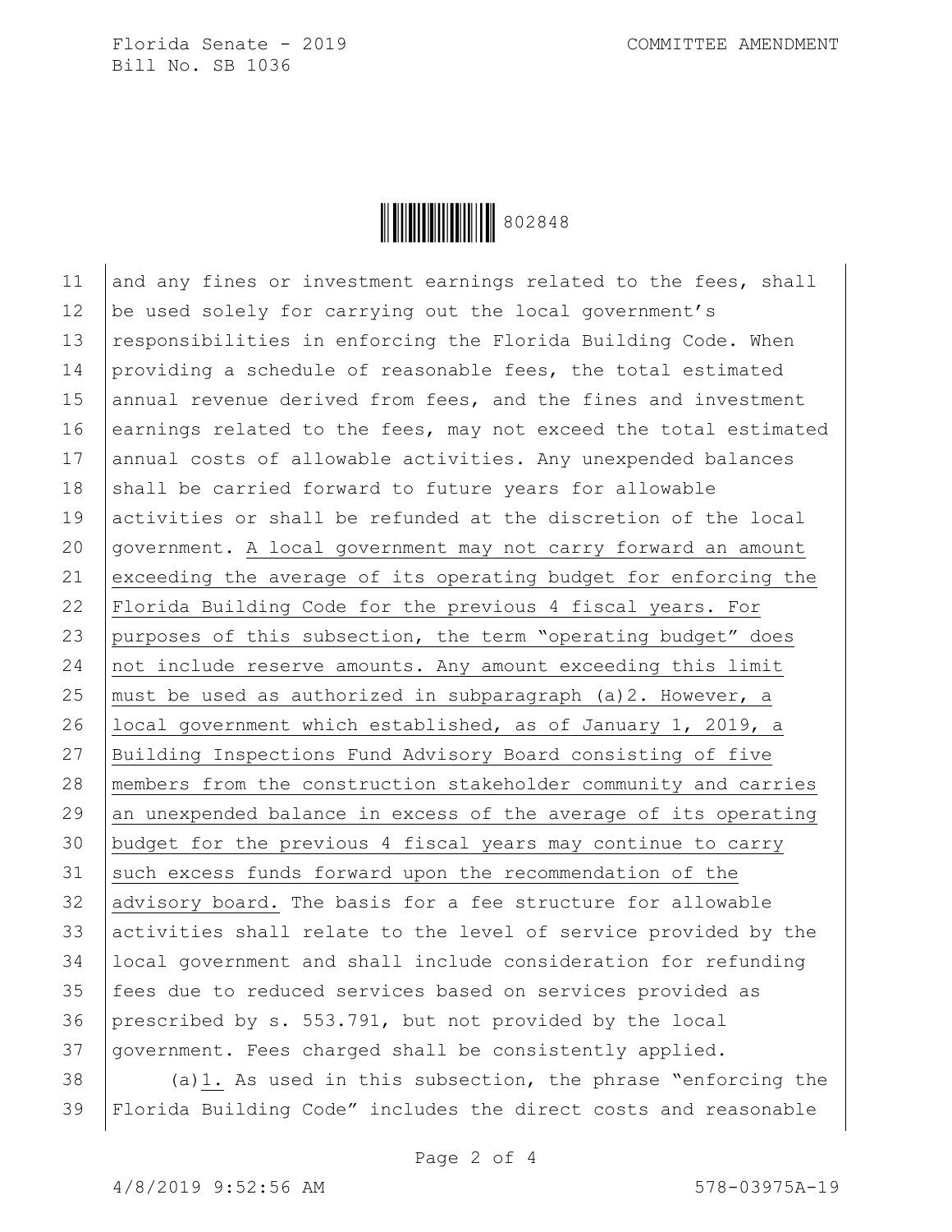and any fines or investment earnings related to the fees, shall be used solely for carrying out the local government's responsibilities in enforcing the Florida Building Code. When providing a schedule of reasonable fees, the total estimated annual revenue derived from fees, and the fines and investment earnings related to the fees, may not exceed the total estimated annual costs of allowable activities. Any unexpended balances shall be carried forward to future years for allowable activities or shall be refunded at the discretion of the local government. <u>A local government may not carry forward an amount exceeding the average of its operating budget for enforcing the Florida Building Code for the previous 4 fiscal years. For purposes of this subsection, the term "operating budget" does not include reserve amounts. Any amount exceeding this limit must be used as authorized in subparagraph (a)2. However, a local government which established, as of January 1, 2019, a Building Inspections Fund Advisory Board consisting of five members from the construction stakeholder community and carries an unexpended balance in excess of the average of its operating budget for the previous 4 fiscal years may continue to carry such excess funds forward upon the recommendation of the advisory board.</u> The basis for a fee structure for allowable activities shall relate to the level of service provided by the local government and shall include consideration for refunding fees due to reduced services based on services provided as prescribed by s. 553.791, but not provided by the local government. Fees charged shall be consistently applied.

(a)<u>1.</u> As used in this subsection, the phrase "enforcing the Florida Building Code" includes the direct costs and reasonable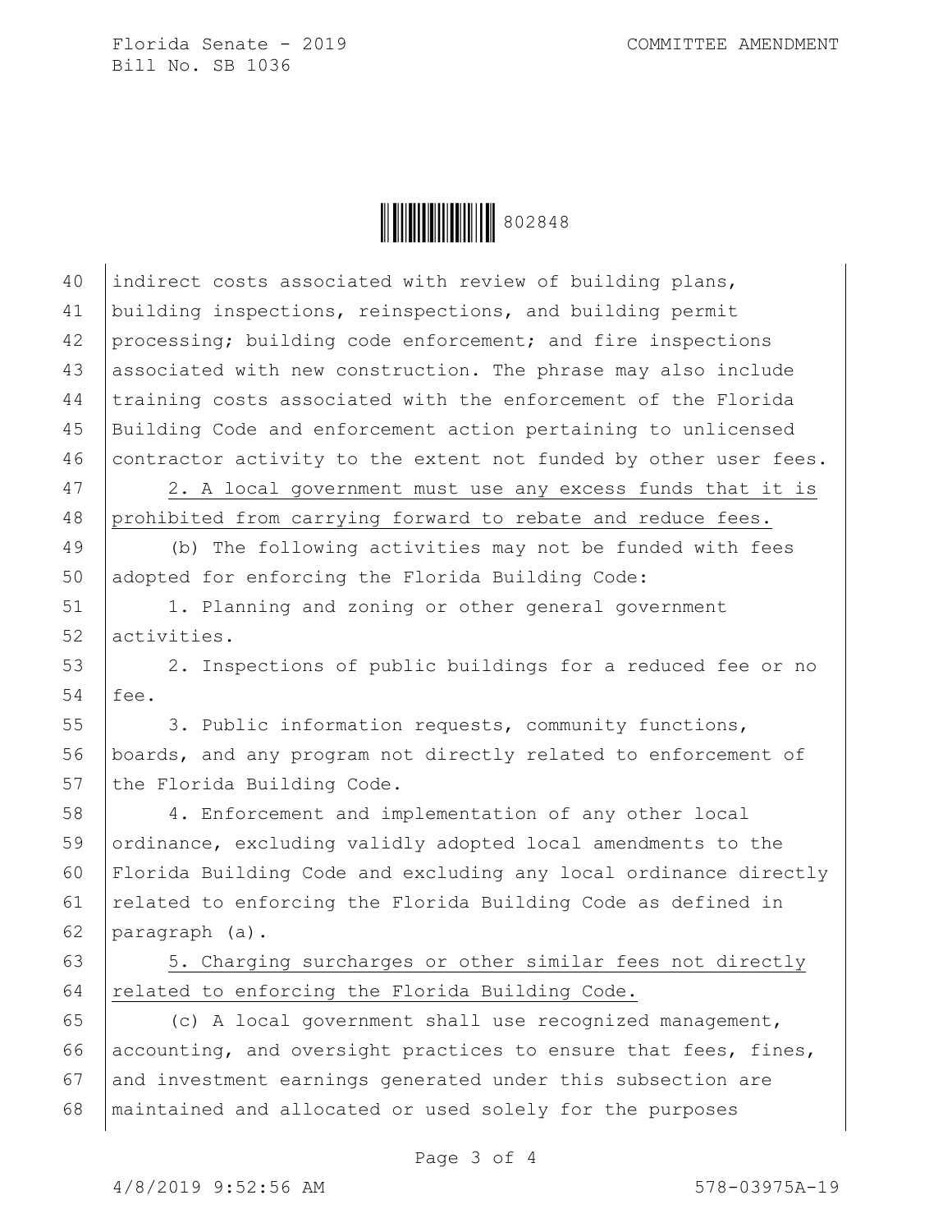indirect costs associated with review of building plans, building inspections, reinspections, and building permit processing; building code enforcement; and fire inspections associated with new construction. The phrase may also include training costs associated with the enforcement of the Florida Building Code and enforcement action pertaining to unlicensed contractor activity to the extent not funded by other user fees.

2. A local government must use any excess funds that it is prohibited from carrying forward to rebate and reduce fees.

(b) The following activities may not be funded with fees adopted for enforcing the Florida Building Code:

1. Planning and zoning or other general government activities.

2. Inspections of public buildings for a reduced fee or no fee.

3. Public information requests, community functions, boards, and any program not directly related to enforcement of the Florida Building Code.

4. Enforcement and implementation of any other local ordinance, excluding validly adopted local amendments to the Florida Building Code and excluding any local ordinance directly related to enforcing the Florida Building Code as defined in paragraph (a).

5. Charging surcharges or other similar fees not directly related to enforcing the Florida Building Code.

(c) A local government shall use recognized management, accounting, and oversight practices to ensure that fees, fines, and investment earnings generated under this subsection are maintained and allocated or used solely for the purposes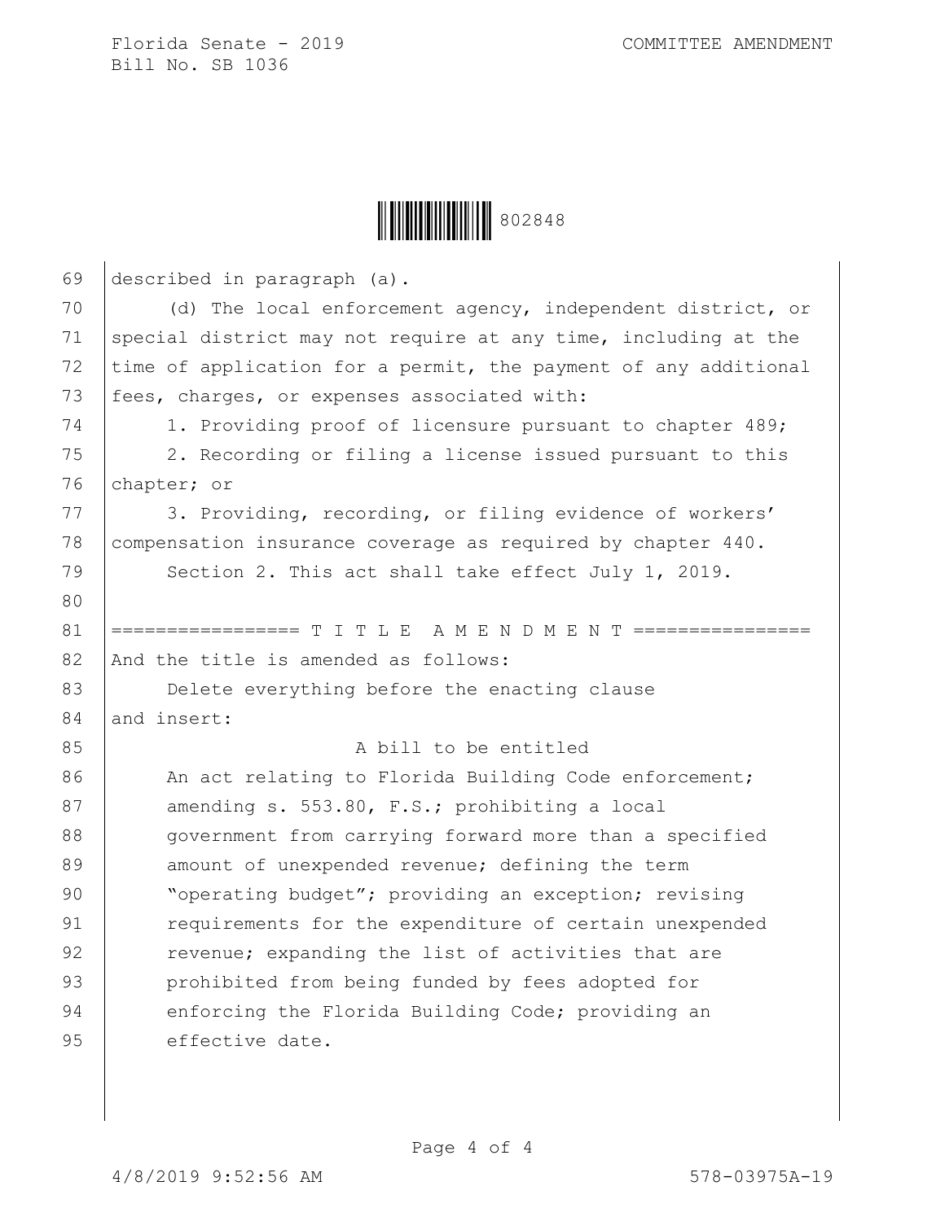described in paragraph (a).

(d) The local enforcement agency, independent district, or special district may not require at any time, including at the time of application for a permit, the payment of any additional fees, charges, or expenses associated with:

1. Providing proof of licensure pursuant to chapter 489;

2. Recording or filing a license issued pursuant to this chapter; or

3. Providing, recording, or filing evidence of workers' compensation insurance coverage as required by chapter 440.

Section 2. This act shall take effect July 1, 2019.

================= T I T L E A M E N D M E N T ================

And the title is amended as follows:

Delete everything before the enacting clause and insert:

A bill to be entitled

An act relating to Florida Building Code enforcement; amending s. 553.80, F.S.; prohibiting a local government from carrying forward more than a specified amount of unexpended revenue; defining the term "operating budget"; providing an exception; revising requirements for the expenditure of certain unexpended revenue; expanding the list of activities that are prohibited from being funded by fees adopted for enforcing the Florida Building Code; providing an effective date.